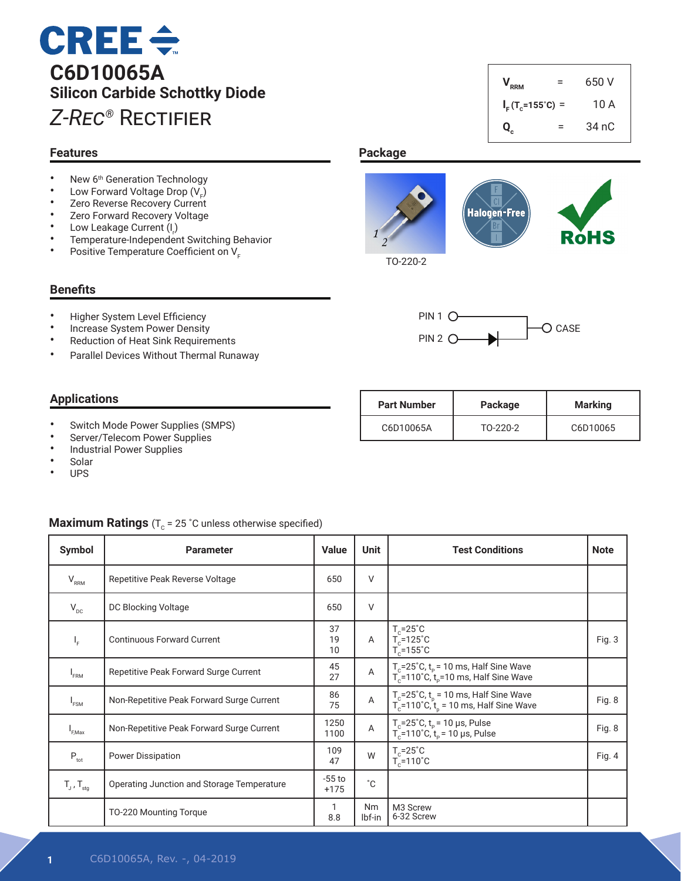# CREE

# C6D10065A

## Silicon Carbide Schottky Diode

## *Z-REC®* RECTIFIER

| | | |
|---|---|---|
| $V_{RRM}$ | = | 650 V |
| $I_F$ ($T_c$=155˚C) | = | 10 A |
| $Q_c$ | = | 34 nC |

## Features

- New 6th Generation Technology
- Low Forward Voltage Drop ($V_F$)
- Zero Reverse Recovery Current
- Zero Forward Recovery Voltage
- Low Leakage Current ($I_r$)
- Temperature-Independent Switching Behavior
- Positive Temperature Coefficient on $V_F$

## Package

TO-220-2

Halogen-Free

RoHS

PIN 1, PIN 2, CASE

## Benefits

- Higher System Level Efficiency
- Increase System Power Density
- Reduction of Heat Sink Requirements
- Parallel Devices Without Thermal Runaway

## Applications

- Switch Mode Power Supplies (SMPS)
- Server/Telecom Power Supplies
- Industrial Power Supplies
- Solar
- UPS

| Part Number | Package | Marking |
|---|---|---|
| C6D10065A | TO-220-2 | C6D10065 |

## Maximum Ratings ($T_C$ = 25 ˚C unless otherwise specified)

| Symbol | Parameter | Value | Unit | Test Conditions | Note |
|---|---|---|---|---|---|
| $V_{RRM}$ | Repetitive Peak Reverse Voltage | 650 | V | | |
| $V_{DC}$ | DC Blocking Voltage | 650 | V | | |
| $I_F$ | Continuous Forward Current | 37<br>19<br>10 | A | $T_C$=25˚C<br>$T_C$=125˚C<br>$T_C$=155˚C | Fig. 3 |
| $I_{FRM}$ | Repetitive Peak Forward Surge Current | 45<br>27 | A | $T_C$=25˚C, $t_P$ = 10 ms, Half Sine Wave<br>$T_C$=110˚C, $t_P$=10 ms, Half Sine Wave | |
| $I_{FSM}$ | Non-Repetitive Peak Forward Surge Current | 86<br>75 | A | $T_C$=25˚C, $t_p$ = 10 ms, Half Sine Wave<br>$T_C$=110˚C, $t_p$ = 10 ms, Half Sine Wave | Fig. 8 |
| $I_{F,Max}$ | Non-Repetitive Peak Forward Surge Current | 1250<br>1100 | A | $T_C$=25˚C, $t_p$ = 10 µs, Pulse<br>$T_C$=110˚C, $t_p$ = 10 µs, Pulse | Fig. 8 |
| $P_{tot}$ | Power Dissipation | 109<br>47 | W | $T_C$=25˚C<br>$T_C$=110˚C | Fig. 4 |
| $T_J$ , $T_{stg}$ | Operating Junction and Storage Temperature | -55 to +175 | ˚C | | |
| | TO-220 Mounting Torque | 1<br>8.8 | Nm<br>lbf-in | M3 Screw<br>6-32 Screw | |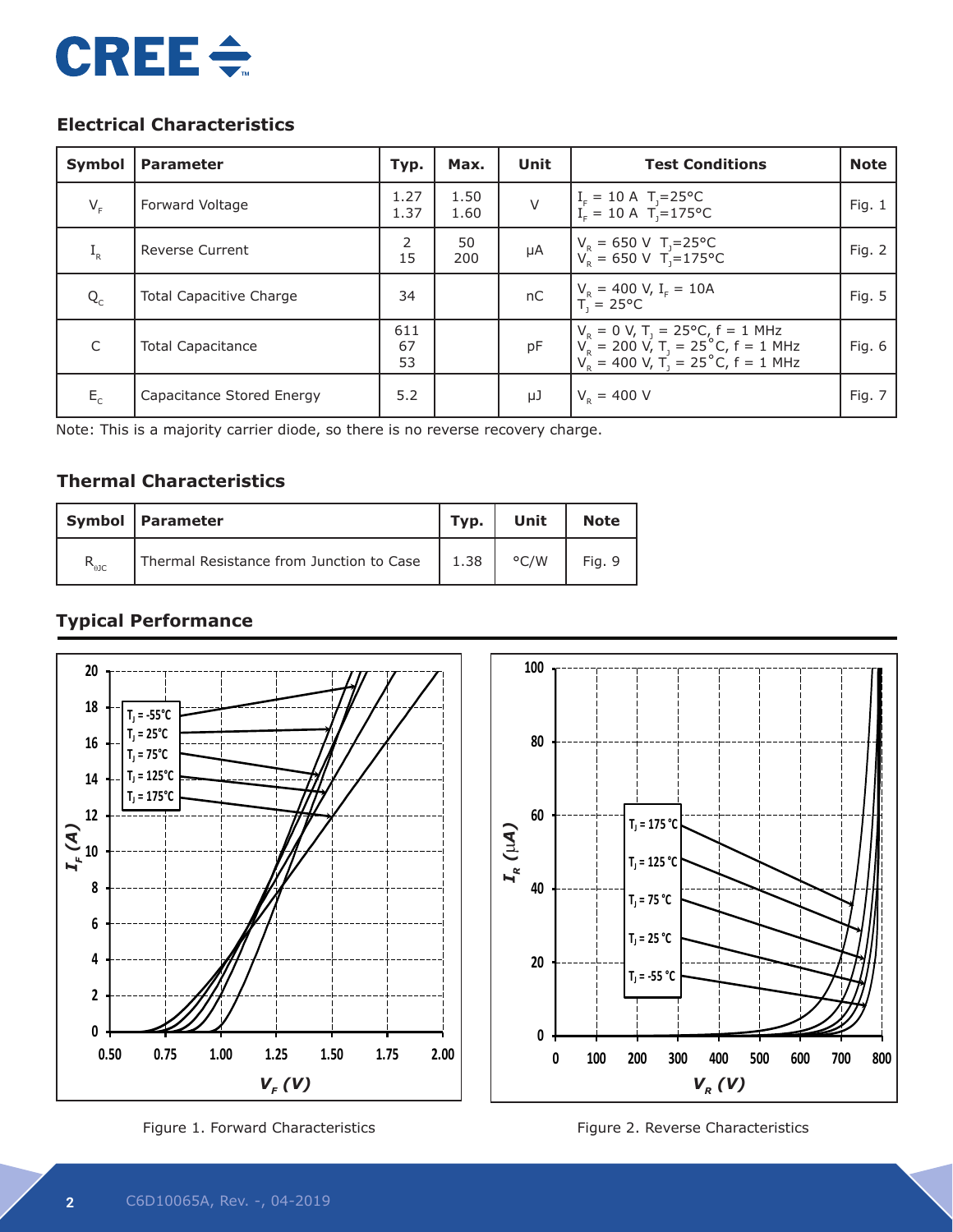## Electrical Characteristics

| Symbol | Parameter | Typ. | Max. | Unit | Test Conditions | Note |
|---|---|---|---|---|---|---|
| $V_F$ | Forward Voltage | 1.27<br>1.37 | 1.50<br>1.60 | V | $I_F$ = 10 A $T_J$=25°C<br>$I_F$ = 10 A $T_J$=175°C | Fig. 1 |
| $I_R$ | Reverse Current | 2<br>15 | 50<br>200 | μA | $V_R$ = 650 V $T_J$=25°C<br>$V_R$ = 650 V $T_J$=175°C | Fig. 2 |
| $Q_C$ | Total Capacitive Charge | 34 | | nC | $V_R$ = 400 V, $I_F$ = 10A<br>$T_J$ = 25°C | Fig. 5 |
| C | Total Capacitance | 611<br>67<br>53 | | pF | $V_R$ = 0 V, $T_J$ = 25°C, f = 1 MHz<br>$V_R$ = 200 V, $T_J$ = 25°C, f = 1 MHz<br>$V_R$ = 400 V, $T_J$ = 25°C, f = 1 MHz | Fig. 6 |
| $E_C$ | Capacitance Stored Energy | 5.2 | | μJ | $V_R$ = 400 V | Fig. 7 |

Note: This is a majority carrier diode, so there is no reverse recovery charge.

## Thermal Characteristics

| Symbol | Parameter | Typ. | Unit | Note |
|---|---|---|---|---|
| $R_{\theta JC}$ | Thermal Resistance from Junction to Case | 1.38 | °C/W | Fig. 9 |

## Typical Performance

Figure 1. Forward Characteristics

Figure 2. Reverse Characteristics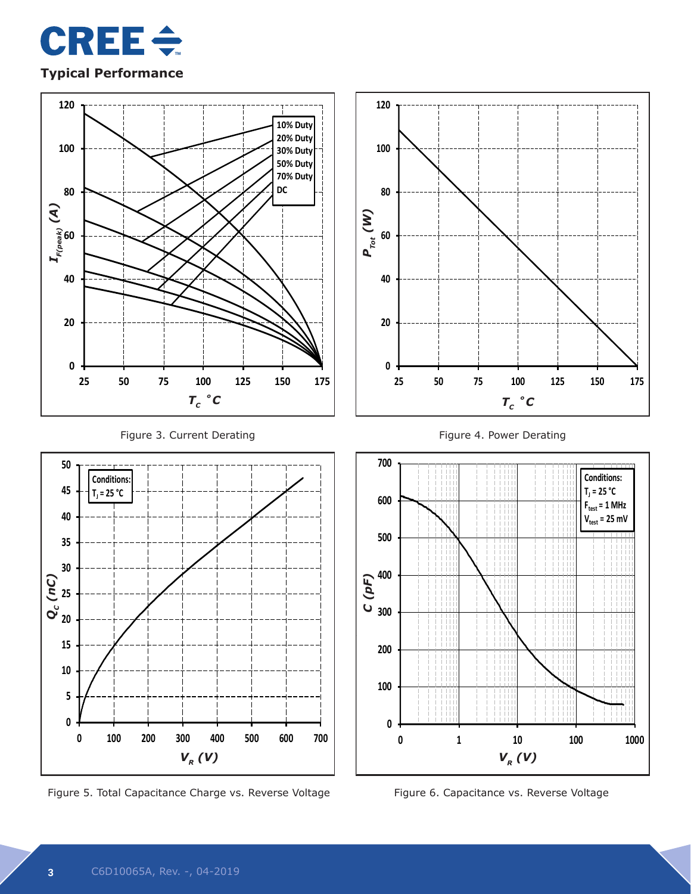## Typical Performance

Figure 3. Current Derating

Figure 4. Power Derating

Figure 5. Total Capacitance Charge vs. Reverse Voltage

Figure 6. Capacitance vs. Reverse Voltage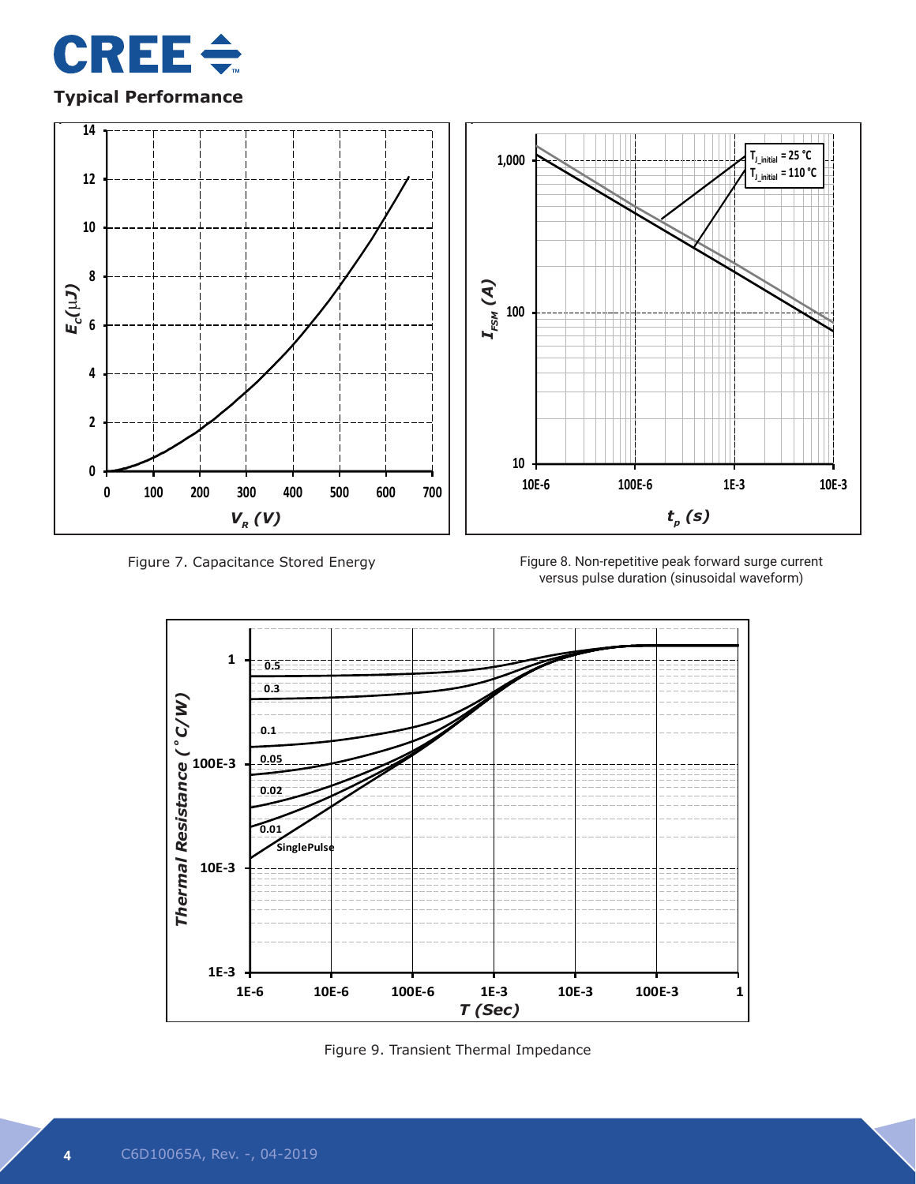## Typical Performance

Figure 7. Capacitance Stored Energy

Figure 8. Non-repetitive peak forward surge current versus pulse duration (sinusoidal waveform)

Figure 9. Transient Thermal Impedance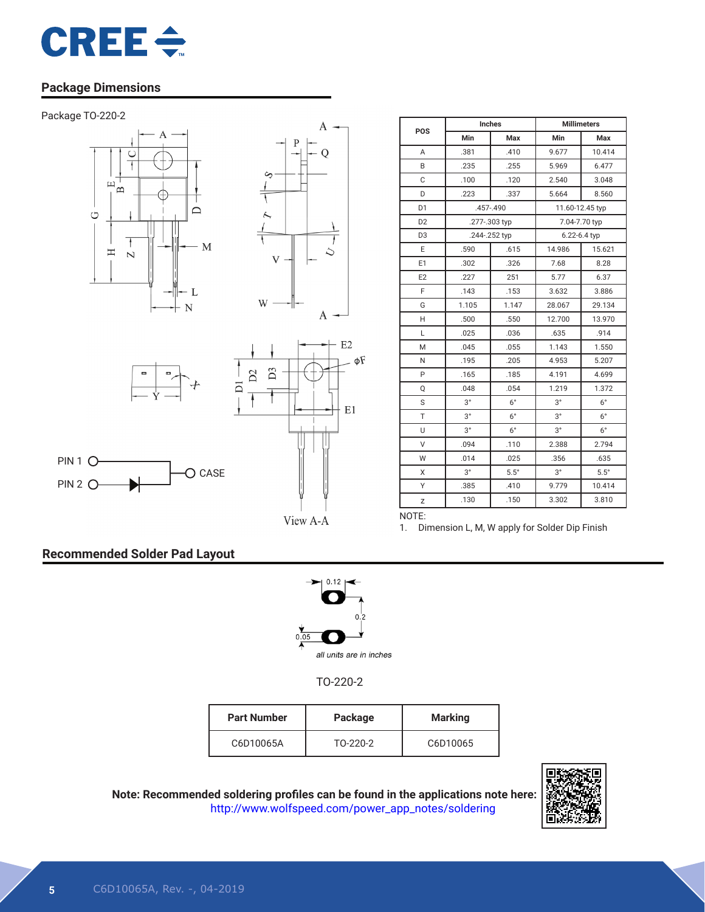## Package Dimensions

Package TO-220-2

| POS | Inches | | Millimeters | |
|---|---|---|---|---|
| | Min | Max | Min | Max |
| A | .381 | .410 | 9.677 | 10.414 |
| B | .235 | .255 | 5.969 | 6.477 |
| C | .100 | .120 | 2.540 | 3.048 |
| D | .223 | .337 | 5.664 | 8.560 |
| D1 | .457-.490 | | 11.60-12.45 typ | |
| D2 | .277-.303 typ | | 7.04-7.70 typ | |
| D3 | .244-.252 typ | | 6.22-6.4 typ | |
| E | .590 | .615 | 14.986 | 15.621 |
| E1 | .302 | .326 | 7.68 | 8.28 |
| E2 | .227 | 251 | 5.77 | 6.37 |
| F | .143 | .153 | 3.632 | 3.886 |
| G | 1.105 | 1.147 | 28.067 | 29.134 |
| H | .500 | .550 | 12.700 | 13.970 |
| L | .025 | .036 | .635 | .914 |
| M | .045 | .055 | 1.143 | 1.550 |
| N | .195 | .205 | 4.953 | 5.207 |
| P | .165 | .185 | 4.191 | 4.699 |
| Q | .048 | .054 | 1.219 | 1.372 |
| S | 3° | 6° | 3° | 6° |
| T | 3° | 6° | 3° | 6° |
| U | 3° | 6° | 3° | 6° |
| V | .094 | .110 | 2.388 | 2.794 |
| W | .014 | .025 | .356 | .635 |
| X | 3° | 5.5° | 3° | 5.5° |
| Y | .385 | .410 | 9.779 | 10.414 |
| z | .130 | .150 | 3.302 | 3.810 |

NOTE:
1. Dimension L, M, W apply for Solder Dip Finish

PIN 1 — CASE
PIN 2

View A-A

## Recommended Solder Pad Layout

0.12
0.2
0.05

*all units are in inches*

TO-220-2

| Part Number | Package | Marking |
|---|---|---|
| C6D10065A | TO-220-2 | C6D10065 |

**Note: Recommended soldering profiles can be found in the applications note here:**
http://www.wolfspeed.com/power_app_notes/soldering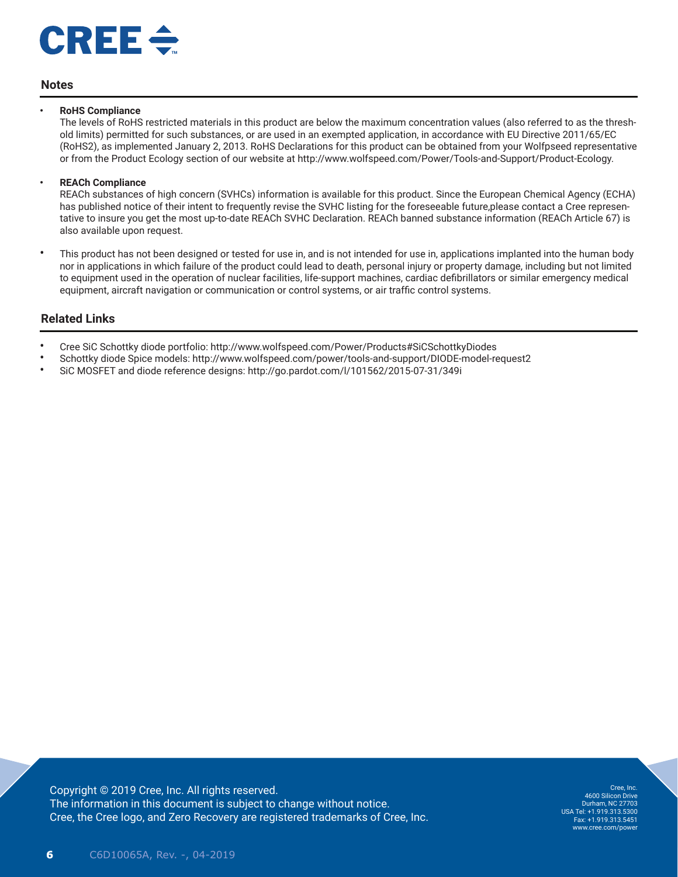## Notes

- **RoHS Compliance**
  The levels of RoHS restricted materials in this product are below the maximum concentration values (also referred to as the threshold limits) permitted for such substances, or are used in an exempted application, in accordance with EU Directive 2011/65/EC (RoHS2), as implemented January 2, 2013. RoHS Declarations for this product can be obtained from your Wolfpseed representative or from the Product Ecology section of our website at http://www.wolfspeed.com/Power/Tools-and-Support/Product-Ecology.

- **REACh Compliance**
  REACh substances of high concern (SVHCs) information is available for this product. Since the European Chemical Agency (ECHA) has published notice of their intent to frequently revise the SVHC listing for the foreseeable future,please contact a Cree representative to insure you get the most up-to-date REACh SVHC Declaration. REACh banned substance information (REACh Article 67) is also available upon request.

- This product has not been designed or tested for use in, and is not intended for use in, applications implanted into the human body nor in applications in which failure of the product could lead to death, personal injury or property damage, including but not limited to equipment used in the operation of nuclear facilities, life-support machines, cardiac defibrillators or similar emergency medical equipment, aircraft navigation or communication or control systems, or air traffic control systems.

## Related Links

- Cree SiC Schottky diode portfolio: http://www.wolfspeed.com/Power/Products#SiCSchottkyDiodes
- Schottky diode Spice models: http://www.wolfspeed.com/power/tools-and-support/DIODE-model-request2
- SiC MOSFET and diode reference designs: http://go.pardot.com/l/101562/2015-07-31/349i

Copyright © 2019 Cree, Inc. All rights reserved.
The information in this document is subject to change without notice.
Cree, the Cree logo, and Zero Recovery are registered trademarks of Cree, Inc.

Cree, Inc.
4600 Silicon Drive
Durham, NC 27703
USA Tel: +1.919.313.5300
Fax: +1.919.313.5451
www.cree.com/power